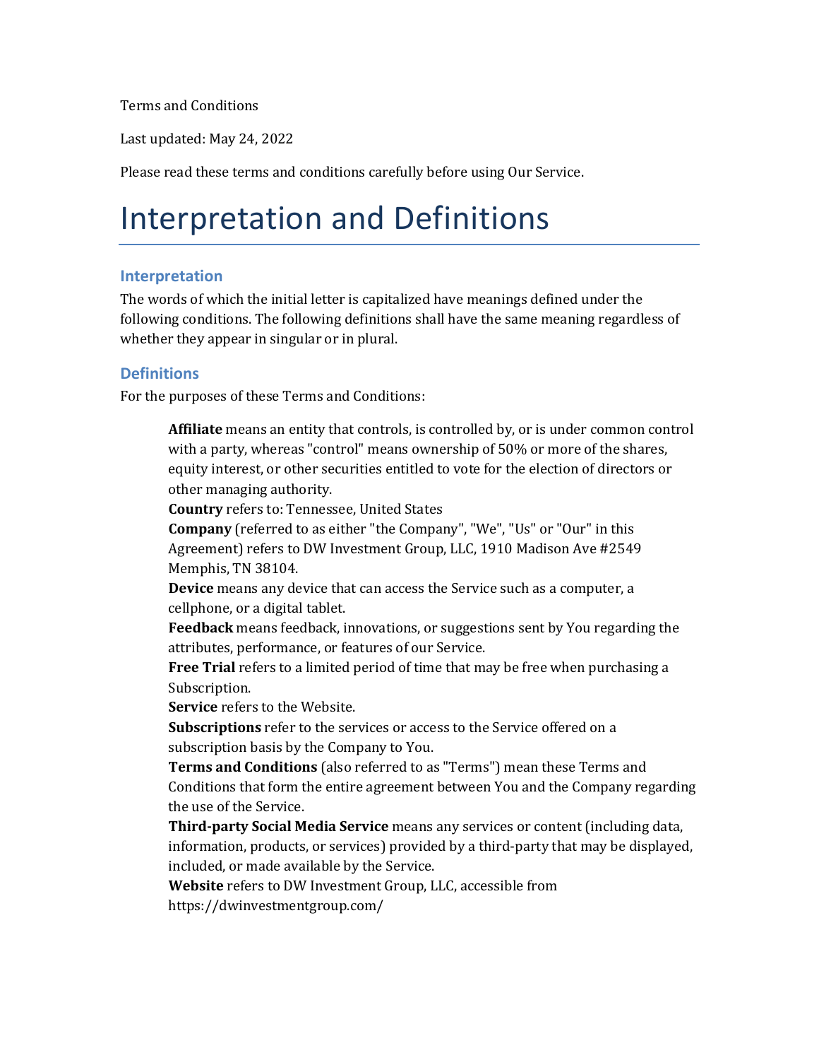Terms and Conditions

Last updated: May 24, 2022

Please read these terms and conditions carefully before using Our Service.

# Interpretation and Definitions

## Interpretation

The words of which the initial letter is capitalized have meanings defined under the following conditions. The following definitions shall have the same meaning regardless of whether they appear in singular or in plural.

## Definitions

For the purposes of these Terms and Conditions:

**Affiliate** means an entity that controls, is controlled by, or is under common control with a party, whereas "control" means ownership of 50% or more of the shares, equity interest, or other securities entitled to vote for the election of directors or other managing authority.

**Country** refers to: Tennessee, United States

**Company** (referred to as either "the Company", "We", "Us" or "Our" in this Agreement) refers to DW Investment Group, LLC, 1910 Madison Ave #2549 Memphis, TN 38104.

**Device** means any device that can access the Service such as a computer, a cellphone, or a digital tablet.

**Feedback** means feedback, innovations, or suggestions sent by You regarding the attributes, performance, or features of our Service.

**Free Trial** refers to a limited period of time that may be free when purchasing a Subscription.

**Service** refers to the Website.

**Subscriptions** refer to the services or access to the Service offered on a subscription basis by the Company to You.

**Terms and Conditions** (also referred to as "Terms") mean these Terms and Conditions that form the entire agreement between You and the Company regarding the use of the Service.

**Third-party Social Media Service** means any services or content (including data, information, products, or services) provided by a third-party that may be displayed, included, or made available by the Service.

**Website** refers to DW Investment Group, LLC, accessible from https://dwinvestmentgroup.com/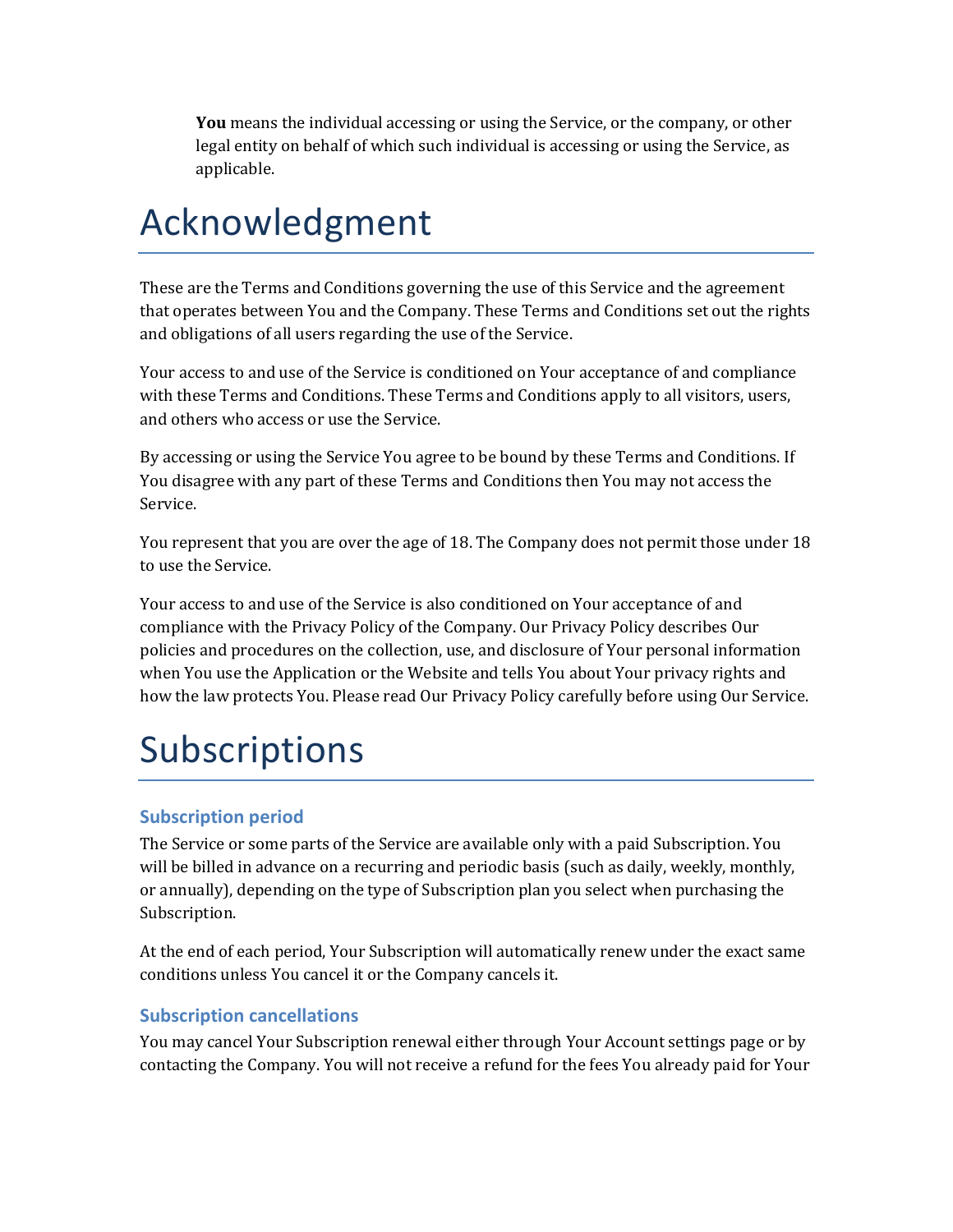**You** means the individual accessing or using the Service, or the company, or other legal entity on behalf of which such individual is accessing or using the Service, as applicable.

# Acknowledgment

These are the Terms and Conditions governing the use of this Service and the agreement that operates between You and the Company. These Terms and Conditions set out the rights and obligations of all users regarding the use of the Service.

Your access to and use of the Service is conditioned on Your acceptance of and compliance with these Terms and Conditions. These Terms and Conditions apply to all visitors, users, and others who access or use the Service.

By accessing or using the Service You agree to be bound by these Terms and Conditions. If You disagree with any part of these Terms and Conditions then You may not access the Service.

You represent that you are over the age of 18. The Company does not permit those under 18 to use the Service.

Your access to and use of the Service is also conditioned on Your acceptance of and compliance with the Privacy Policy of the Company. Our Privacy Policy describes Our policies and procedures on the collection, use, and disclosure of Your personal information when You use the Application or the Website and tells You about Your privacy rights and how the law protects You. Please read Our Privacy Policy carefully before using Our Service.

# Subscriptions

### Subscription period

The Service or some parts of the Service are available only with a paid Subscription. You will be billed in advance on a recurring and periodic basis (such as daily, weekly, monthly, or annually), depending on the type of Subscription plan you select when purchasing the Subscription.

At the end of each period, Your Subscription will automatically renew under the exact same conditions unless You cancel it or the Company cancels it.

### Subscription cancellations

You may cancel Your Subscription renewal either through Your Account settings page or by contacting the Company. You will not receive a refund for the fees You already paid for Your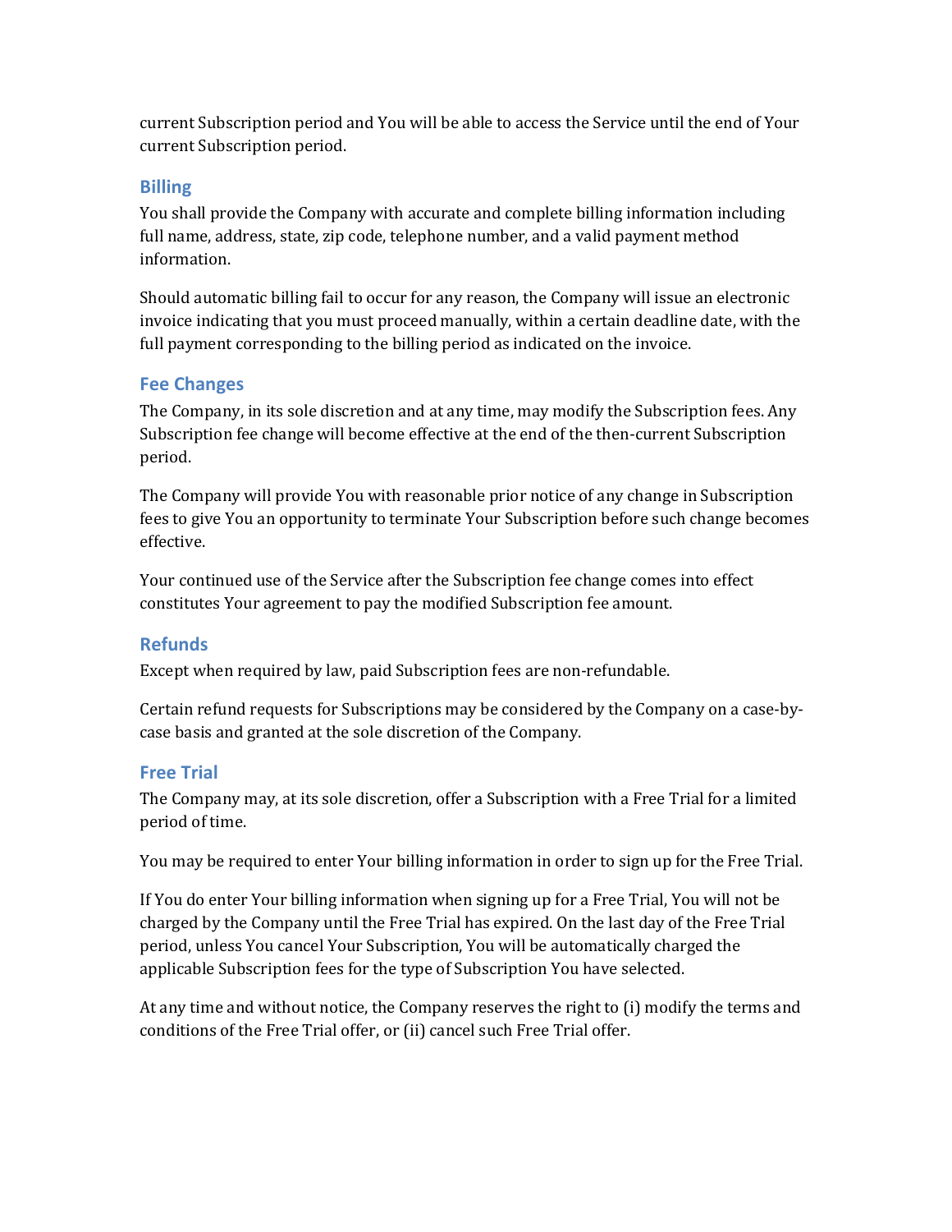current Subscription period and You will be able to access the Service until the end of Your current Subscription period.

### Billing

You shall provide the Company with accurate and complete billing information including full name, address, state, zip code, telephone number, and a valid payment method information.

Should automatic billing fail to occur for any reason, the Company will issue an electronic invoice indicating that you must proceed manually, within a certain deadline date, with the full payment corresponding to the billing period as indicated on the invoice.

### Fee Changes

The Company, in its sole discretion and at any time, may modify the Subscription fees. Any Subscription fee change will become effective at the end of the then-current Subscription period.

The Company will provide You with reasonable prior notice of any change in Subscription fees to give You an opportunity to terminate Your Subscription before such change becomes effective.

Your continued use of the Service after the Subscription fee change comes into effect constitutes Your agreement to pay the modified Subscription fee amount.

### Refunds

Except when required by law, paid Subscription fees are non-refundable.

Certain refund requests for Subscriptions may be considered by the Company on a case-by-case basis and granted at the sole discretion of the Company.

### Free Trial

The Company may, at its sole discretion, offer a Subscription with a Free Trial for a limited period of time.

You may be required to enter Your billing information in order to sign up for the Free Trial.

If You do enter Your billing information when signing up for a Free Trial, You will not be charged by the Company until the Free Trial has expired. On the last day of the Free Trial period, unless You cancel Your Subscription, You will be automatically charged the applicable Subscription fees for the type of Subscription You have selected.

At any time and without notice, the Company reserves the right to (i) modify the terms and conditions of the Free Trial offer, or (ii) cancel such Free Trial offer.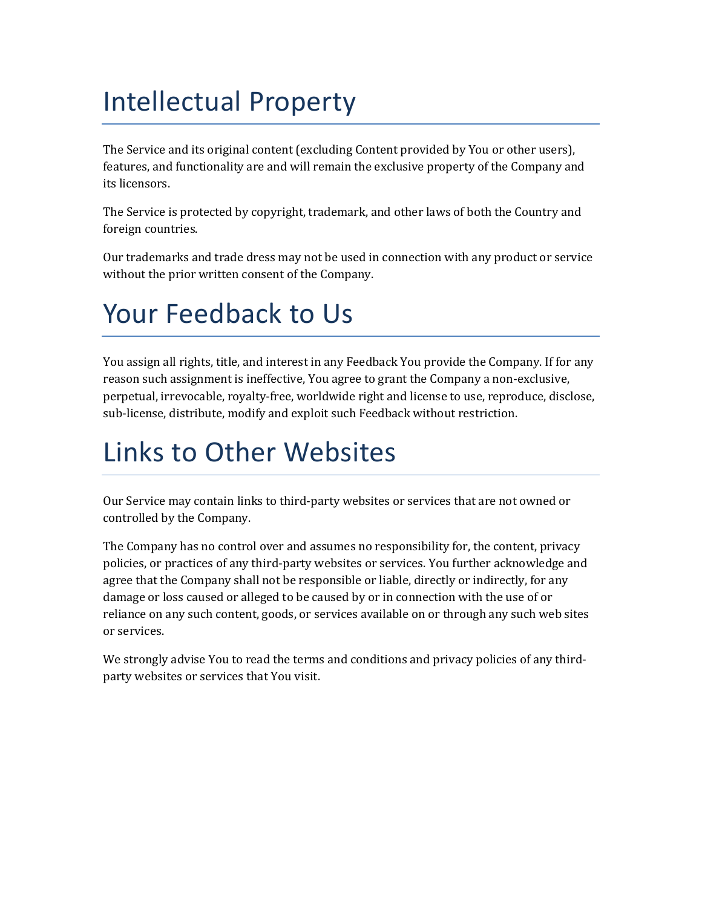# Intellectual Property

The Service and its original content (excluding Content provided by You or other users), features, and functionality are and will remain the exclusive property of the Company and its licensors.

The Service is protected by copyright, trademark, and other laws of both the Country and foreign countries.

Our trademarks and trade dress may not be used in connection with any product or service without the prior written consent of the Company.

# Your Feedback to Us

You assign all rights, title, and interest in any Feedback You provide the Company. If for any reason such assignment is ineffective, You agree to grant the Company a non-exclusive, perpetual, irrevocable, royalty-free, worldwide right and license to use, reproduce, disclose, sub-license, distribute, modify and exploit such Feedback without restriction.

# Links to Other Websites

Our Service may contain links to third-party websites or services that are not owned or controlled by the Company.

The Company has no control over and assumes no responsibility for, the content, privacy policies, or practices of any third-party websites or services. You further acknowledge and agree that the Company shall not be responsible or liable, directly or indirectly, for any damage or loss caused or alleged to be caused by or in connection with the use of or reliance on any such content, goods, or services available on or through any such web sites or services.

We strongly advise You to read the terms and conditions and privacy policies of any third-party websites or services that You visit.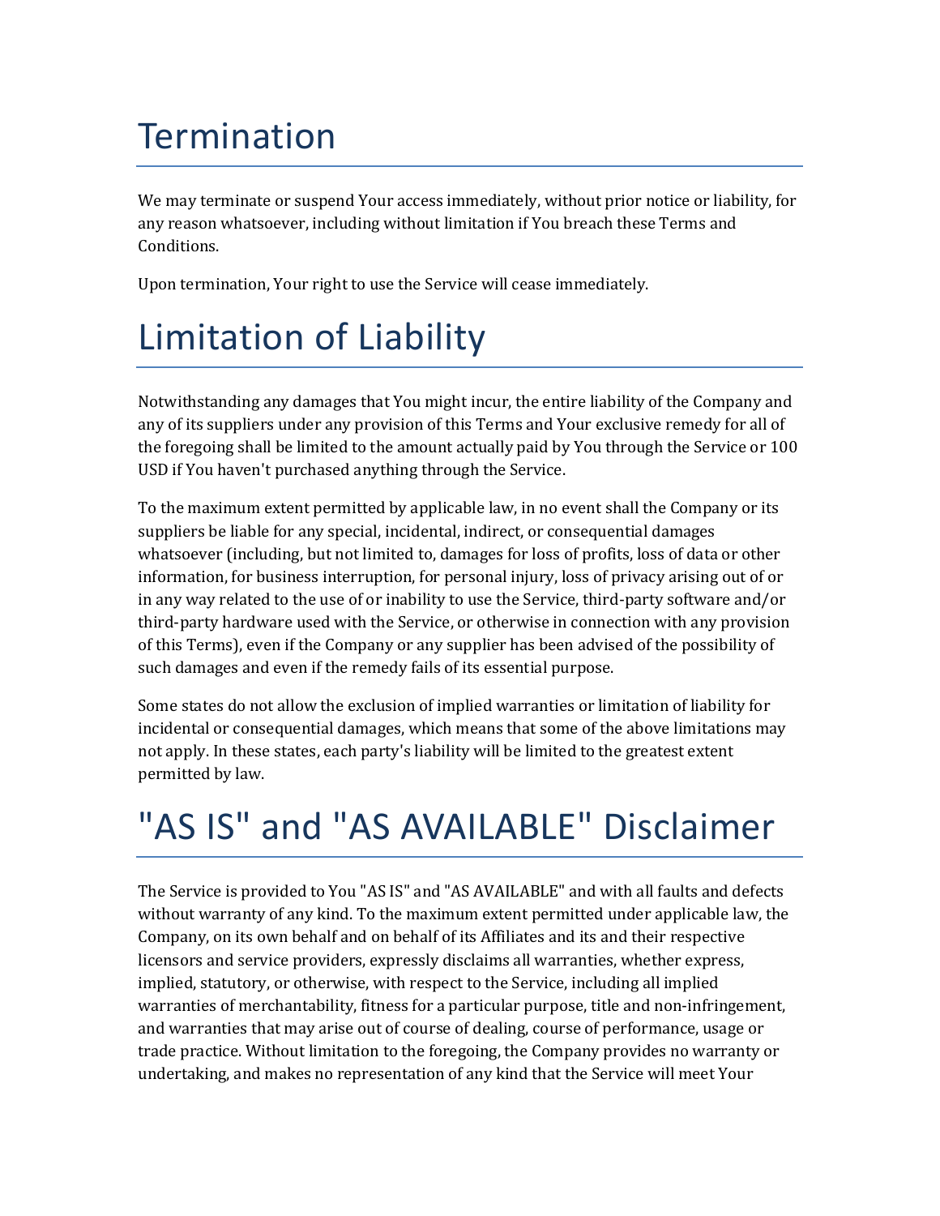# Termination

We may terminate or suspend Your access immediately, without prior notice or liability, for any reason whatsoever, including without limitation if You breach these Terms and Conditions.

Upon termination, Your right to use the Service will cease immediately.

# Limitation of Liability

Notwithstanding any damages that You might incur, the entire liability of the Company and any of its suppliers under any provision of this Terms and Your exclusive remedy for all of the foregoing shall be limited to the amount actually paid by You through the Service or 100 USD if You haven't purchased anything through the Service.

To the maximum extent permitted by applicable law, in no event shall the Company or its suppliers be liable for any special, incidental, indirect, or consequential damages whatsoever (including, but not limited to, damages for loss of profits, loss of data or other information, for business interruption, for personal injury, loss of privacy arising out of or in any way related to the use of or inability to use the Service, third-party software and/or third-party hardware used with the Service, or otherwise in connection with any provision of this Terms), even if the Company or any supplier has been advised of the possibility of such damages and even if the remedy fails of its essential purpose.

Some states do not allow the exclusion of implied warranties or limitation of liability for incidental or consequential damages, which means that some of the above limitations may not apply. In these states, each party's liability will be limited to the greatest extent permitted by law.

# "AS IS" and "AS AVAILABLE" Disclaimer

The Service is provided to You "AS IS" and "AS AVAILABLE" and with all faults and defects without warranty of any kind. To the maximum extent permitted under applicable law, the Company, on its own behalf and on behalf of its Affiliates and its and their respective licensors and service providers, expressly disclaims all warranties, whether express, implied, statutory, or otherwise, with respect to the Service, including all implied warranties of merchantability, fitness for a particular purpose, title and non-infringement, and warranties that may arise out of course of dealing, course of performance, usage or trade practice. Without limitation to the foregoing, the Company provides no warranty or undertaking, and makes no representation of any kind that the Service will meet Your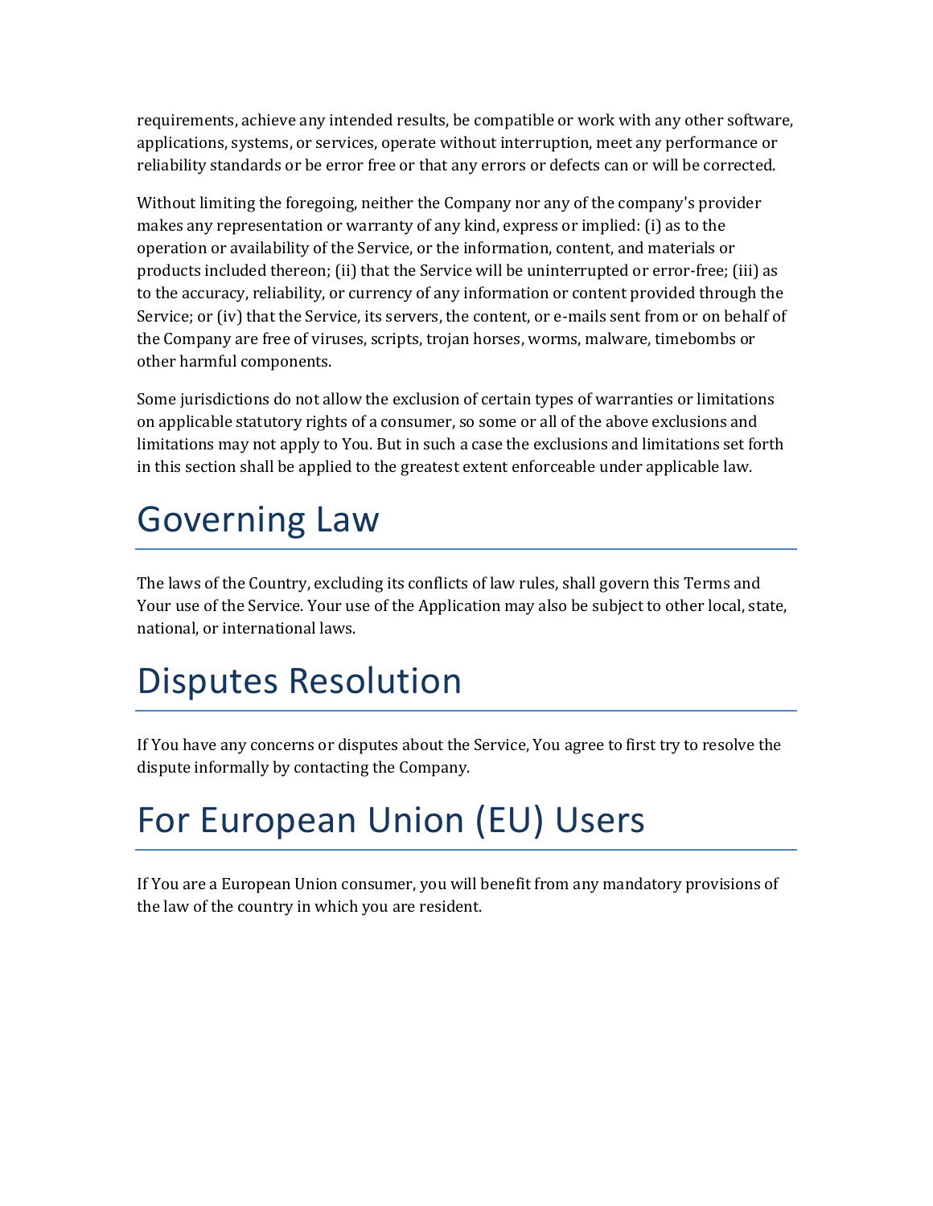requirements, achieve any intended results, be compatible or work with any other software, applications, systems, or services, operate without interruption, meet any performance or reliability standards or be error free or that any errors or defects can or will be corrected.

Without limiting the foregoing, neither the Company nor any of the company's provider makes any representation or warranty of any kind, express or implied: (i) as to the operation or availability of the Service, or the information, content, and materials or products included thereon; (ii) that the Service will be uninterrupted or error-free; (iii) as to the accuracy, reliability, or currency of any information or content provided through the Service; or (iv) that the Service, its servers, the content, or e-mails sent from or on behalf of the Company are free of viruses, scripts, trojan horses, worms, malware, timebombs or other harmful components.

Some jurisdictions do not allow the exclusion of certain types of warranties or limitations on applicable statutory rights of a consumer, so some or all of the above exclusions and limitations may not apply to You. But in such a case the exclusions and limitations set forth in this section shall be applied to the greatest extent enforceable under applicable law.

# Governing Law

The laws of the Country, excluding its conflicts of law rules, shall govern this Terms and Your use of the Service. Your use of the Application may also be subject to other local, state, national, or international laws.

# Disputes Resolution

If You have any concerns or disputes about the Service, You agree to first try to resolve the dispute informally by contacting the Company.

# For European Union (EU) Users

If You are a European Union consumer, you will benefit from any mandatory provisions of the law of the country in which you are resident.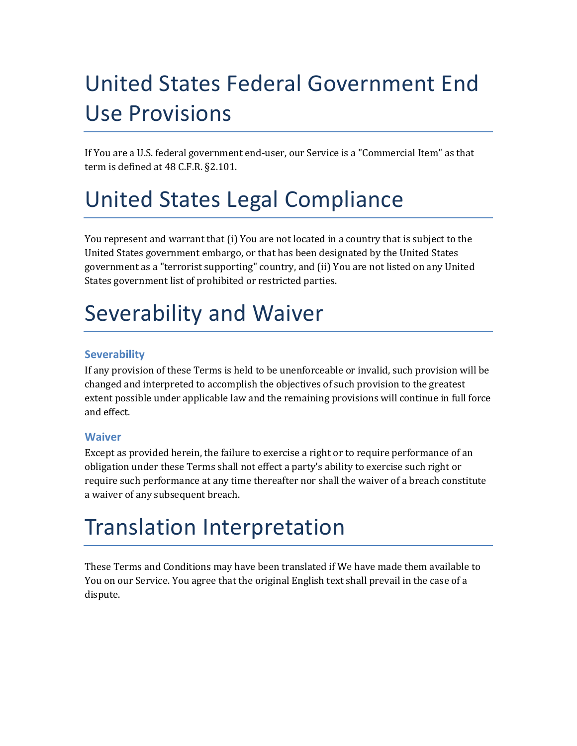# United States Federal Government End Use Provisions

If You are a U.S. federal government end-user, our Service is a "Commercial Item" as that term is defined at 48 C.F.R. §2.101.

# United States Legal Compliance

You represent and warrant that (i) You are not located in a country that is subject to the United States government embargo, or that has been designated by the United States government as a "terrorist supporting" country, and (ii) You are not listed on any United States government list of prohibited or restricted parties.

# Severability and Waiver

### Severability

If any provision of these Terms is held to be unenforceable or invalid, such provision will be changed and interpreted to accomplish the objectives of such provision to the greatest extent possible under applicable law and the remaining provisions will continue in full force and effect.

### Waiver

Except as provided herein, the failure to exercise a right or to require performance of an obligation under these Terms shall not effect a party's ability to exercise such right or require such performance at any time thereafter nor shall the waiver of a breach constitute a waiver of any subsequent breach.

# Translation Interpretation

These Terms and Conditions may have been translated if We have made them available to You on our Service. You agree that the original English text shall prevail in the case of a dispute.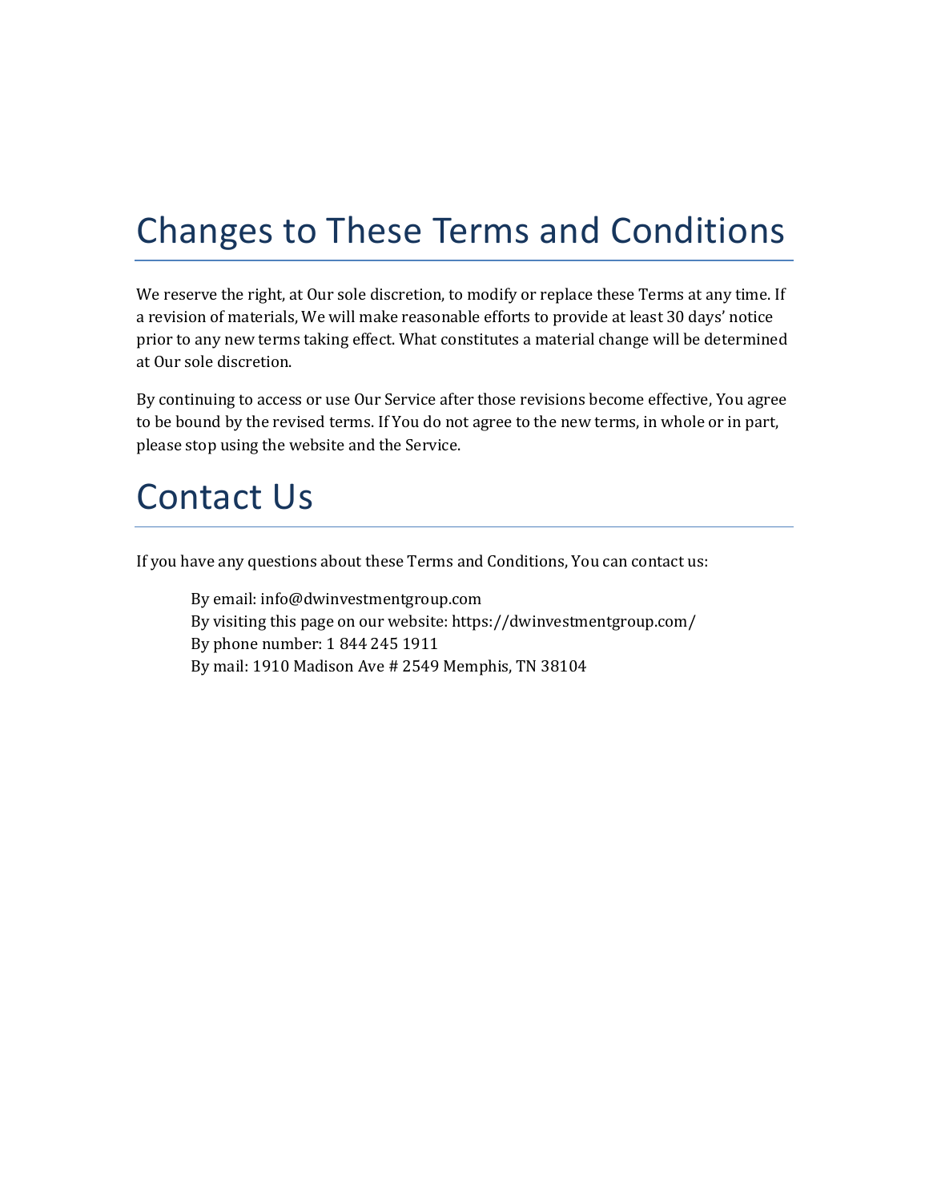# Changes to These Terms and Conditions

We reserve the right, at Our sole discretion, to modify or replace these Terms at any time. If a revision of materials, We will make reasonable efforts to provide at least 30 days' notice prior to any new terms taking effect. What constitutes a material change will be determined at Our sole discretion.

By continuing to access or use Our Service after those revisions become effective, You agree to be bound by the revised terms. If You do not agree to the new terms, in whole or in part, please stop using the website and the Service.

# Contact Us

If you have any questions about these Terms and Conditions, You can contact us:

By email: info@dwinvestmentgroup.com
By visiting this page on our website: https://dwinvestmentgroup.com/
By phone number: 1 844 245 1911
By mail: 1910 Madison Ave # 2549 Memphis, TN 38104